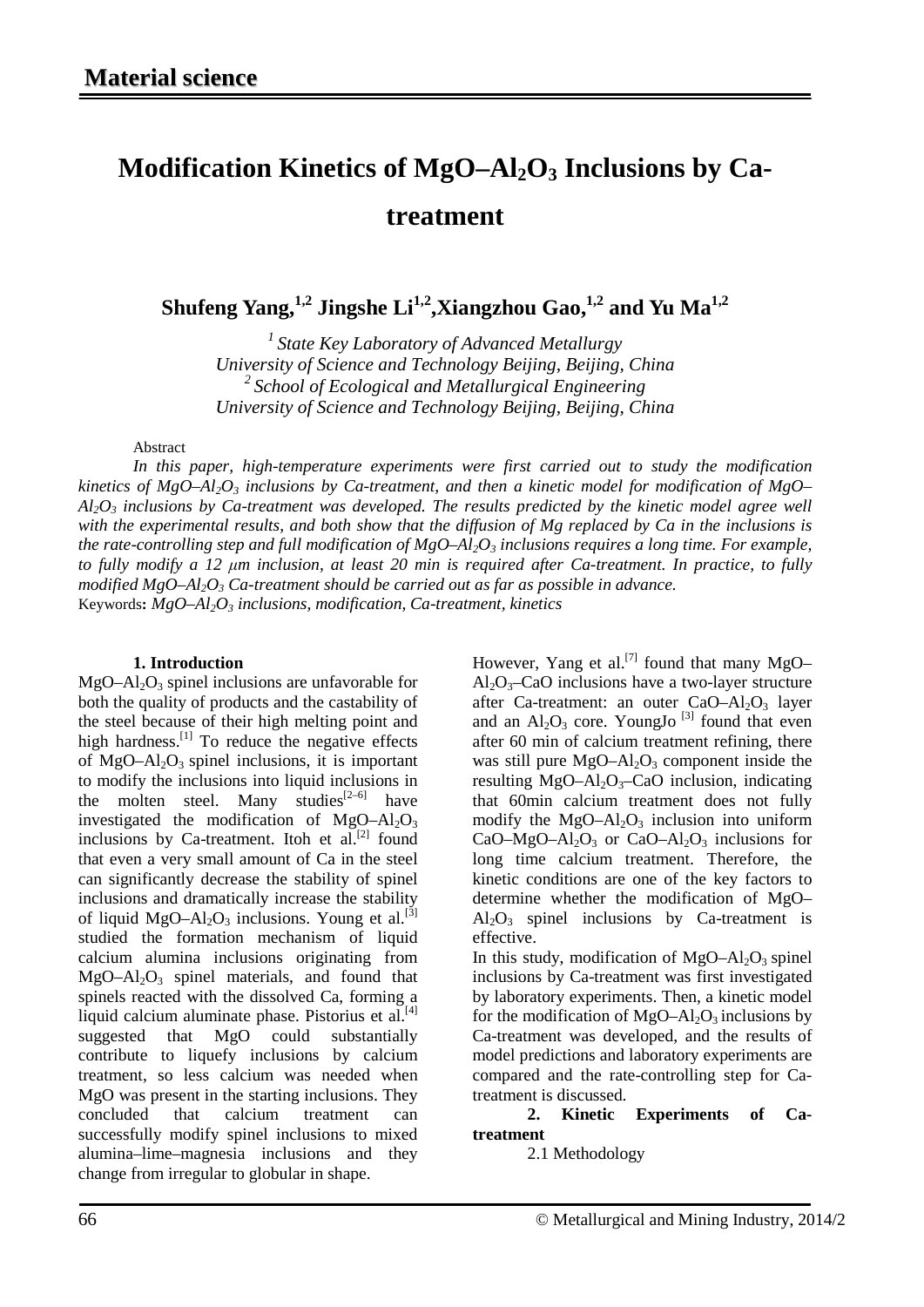Material science

# Modification Kinetics of $MgO–Al_2O_3$ Inclusions by Ca-treatment

**Shufeng Yang,[1,2] Jingshe Li[1,2], Xiangzhou Gao,[1,2] and Yu Ma[1,2]**

*[1] State Key Laboratory of Advanced Metallurgy*
*University of Science and Technology Beijing, Beijing, China*
*[2] School of Ecological and Metallurgical Engineering*
*University of Science and Technology Beijing, Beijing, China*

Abstract

*In this paper, high-temperature experiments were first carried out to study the modification kinetics of $MgO–Al_2O_3$ inclusions by Ca-treatment, and then a kinetic model for modification of $MgO–Al_2O_3$ inclusions by Ca-treatment was developed. The results predicted by the kinetic model agree well with the experimental results, and both show that the diffusion of Mg replaced by Ca in the inclusions is the rate-controlling step and full modification of $MgO–Al_2O_3$ inclusions requires a long time. For example, to fully modify a 12 μm inclusion, at least 20 min is required after Ca-treatment. In practice, to fully modified $MgO–Al_2O_3$ Ca-treatment should be carried out as far as possible in advance.*

Keywords: *$MgO–Al_2O_3$ inclusions, modification, Ca-treatment, kinetics*

## 1. Introduction

$MgO–Al_2O_3$ spinel inclusions are unfavorable for both the quality of products and the castability of the steel because of their high melting point and high hardness.[1] To reduce the negative effects of $MgO–Al_2O_3$ spinel inclusions, it is important to modify the inclusions into liquid inclusions in the molten steel. Many studies[2–6] have investigated the modification of $MgO–Al_2O_3$ inclusions by Ca-treatment. Itoh et al.[2] found that even a very small amount of Ca in the steel can significantly decrease the stability of spinel inclusions and dramatically increase the stability of liquid $MgO–Al_2O_3$ inclusions. Young et al.[3] studied the formation mechanism of liquid calcium alumina inclusions originating from $MgO–Al_2O_3$ spinel materials, and found that spinels reacted with the dissolved Ca, forming a liquid calcium aluminate phase. Pistorius et al.[4] suggested that MgO could substantially contribute to liquefy inclusions by calcium treatment, so less calcium was needed when MgO was present in the starting inclusions. They concluded that calcium treatment can successfully modify spinel inclusions to mixed alumina–lime–magnesia inclusions and they change from irregular to globular in shape.

However, Yang et al.[7] found that many $MgO–Al_2O_3–CaO$ inclusions have a two-layer structure after Ca-treatment: an outer $CaO–Al_2O_3$ layer and an $Al_2O_3$ core. YoungJo [3] found that even after 60 min of calcium treatment refining, there was still pure $MgO–Al_2O_3$ component inside the resulting $MgO–Al_2O_3–CaO$ inclusion, indicating that 60min calcium treatment does not fully modify the $MgO–Al_2O_3$ inclusion into uniform $CaO–MgO–Al_2O_3$ or $CaO–Al_2O_3$ inclusions for long time calcium treatment. Therefore, the kinetic conditions are one of the key factors to determine whether the modification of $MgO–Al_2O_3$ spinel inclusions by Ca-treatment is effective.

In this study, modification of $MgO–Al_2O_3$ spinel inclusions by Ca-treatment was first investigated by laboratory experiments. Then, a kinetic model for the modification of $MgO–Al_2O_3$ inclusions by Ca-treatment was developed, and the results of model predictions and laboratory experiments are compared and the rate-controlling step for Ca-treatment is discussed.

## 2. Kinetic Experiments of Ca-treatment

### 2.1 Methodology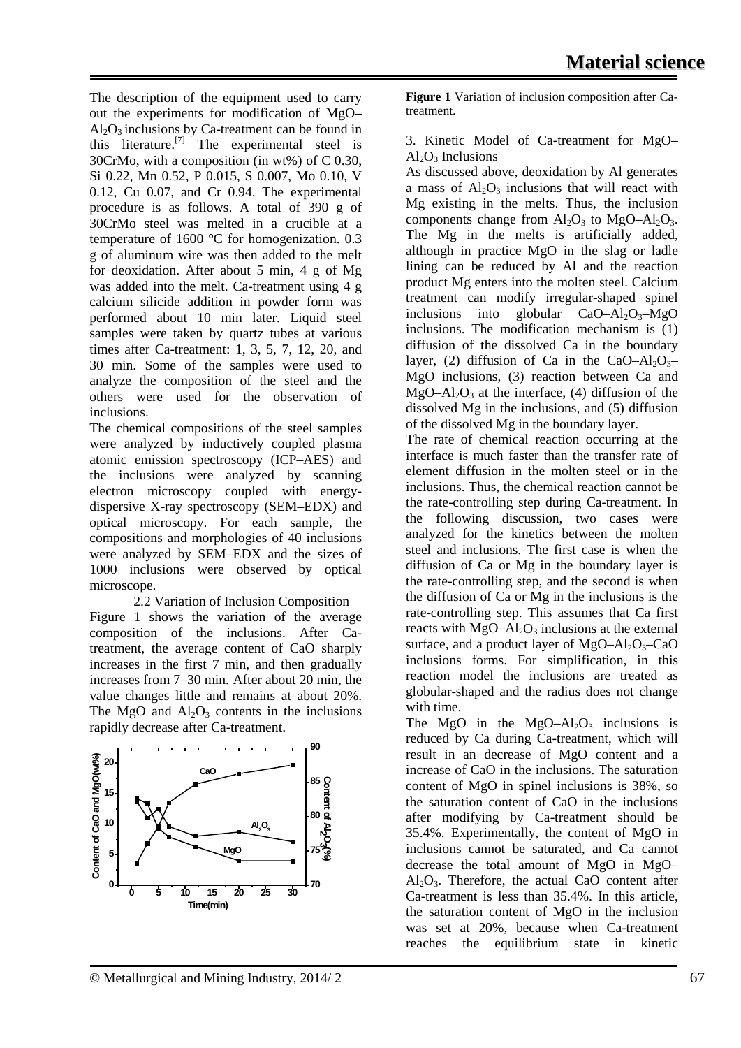The description of the equipment used to carry out the experiments for modification of $MgO–Al_2O_3$ inclusions by Ca-treatment can be found in this literature.[7] The experimental steel is 30CrMo, with a composition (in wt%) of C 0.30, Si 0.22, Mn 0.52, P 0.015, S 0.007, Mo 0.10, V 0.12, Cu 0.07, and Cr 0.94. The experimental procedure is as follows. A total of 390 g of 30CrMo steel was melted in a crucible at a temperature of 1600 °C for homogenization. 0.3 g of aluminum wire was then added to the melt for deoxidation. After about 5 min, 4 g of Mg was added into the melt. Ca-treatment using 4 g calcium silicide addition in powder form was performed about 10 min later. Liquid steel samples were taken by quartz tubes at various times after Ca-treatment: 1, 3, 5, 7, 12, 20, and 30 min. Some of the samples were used to analyze the composition of the steel and the others were used for the observation of inclusions.

The chemical compositions of the steel samples were analyzed by inductively coupled plasma atomic emission spectroscopy (ICP–AES) and the inclusions were analyzed by scanning electron microscopy coupled with energy-dispersive X-ray spectroscopy (SEM–EDX) and optical microscopy. For each sample, the compositions and morphologies of 40 inclusions were analyzed by SEM–EDX and the sizes of 1000 inclusions were observed by optical microscope.

### 2.2 Variation of Inclusion Composition

Figure 1 shows the variation of the average composition of the inclusions. After Ca-treatment, the average content of CaO sharply increases in the first 7 min, and then gradually increases from 7–30 min. After about 20 min, the value changes little and remains at about 20%. The MgO and $Al_2O_3$ contents in the inclusions rapidly decrease after Ca-treatment.

**Figure 1** Variation of inclusion composition after Ca-treatment.

## 3. Kinetic Model of Ca-treatment for $MgO–Al_2O_3$ Inclusions

As discussed above, deoxidation by Al generates a mass of $Al_2O_3$ inclusions that will react with Mg existing in the melts. Thus, the inclusion components change from $Al_2O_3$ to $MgO–Al_2O_3$. The Mg in the melts is artificially added, although in practice MgO in the slag or ladle lining can be reduced by Al and the reaction product Mg enters into the molten steel. Calcium treatment can modify irregular-shaped spinel inclusions into globular $CaO–Al_2O_3–MgO$ inclusions. The modification mechanism is (1) diffusion of the dissolved Ca in the boundary layer, (2) diffusion of Ca in the $CaO–Al_2O_3–MgO$ inclusions, (3) reaction between Ca and $MgO–Al_2O_3$ at the interface, (4) diffusion of the dissolved Mg in the inclusions, and (5) diffusion of the dissolved Mg in the boundary layer.

The rate of chemical reaction occurring at the interface is much faster than the transfer rate of element diffusion in the molten steel or in the inclusions. Thus, the chemical reaction cannot be the rate-controlling step during Ca-treatment. In the following discussion, two cases were analyzed for the kinetics between the molten steel and inclusions. The first case is when the diffusion of Ca or Mg in the boundary layer is the rate-controlling step, and the second is when the diffusion of Ca or Mg in the inclusions is the rate-controlling step. This assumes that Ca first reacts with $MgO–Al_2O_3$ inclusions at the external surface, and a product layer of $MgO–Al_2O_3–CaO$ inclusions forms. For simplification, in this reaction model the inclusions are treated as globular-shaped and the radius does not change with time.

The MgO in the $MgO–Al_2O_3$ inclusions is reduced by Ca during Ca-treatment, which will result in an decrease of MgO content and a increase of CaO in the inclusions. The saturation content of MgO in spinel inclusions is 38%, so the saturation content of CaO in the inclusions after modifying by Ca-treatment should be 35.4%. Experimentally, the content of MgO in inclusions cannot be saturated, and Ca cannot decrease the total amount of MgO in $MgO–Al_2O_3$. Therefore, the actual CaO content after Ca-treatment is less than 35.4%. In this article, the saturation content of MgO in the inclusion was set at 20%, because when Ca-treatment reaches the equilibrium state in kinetic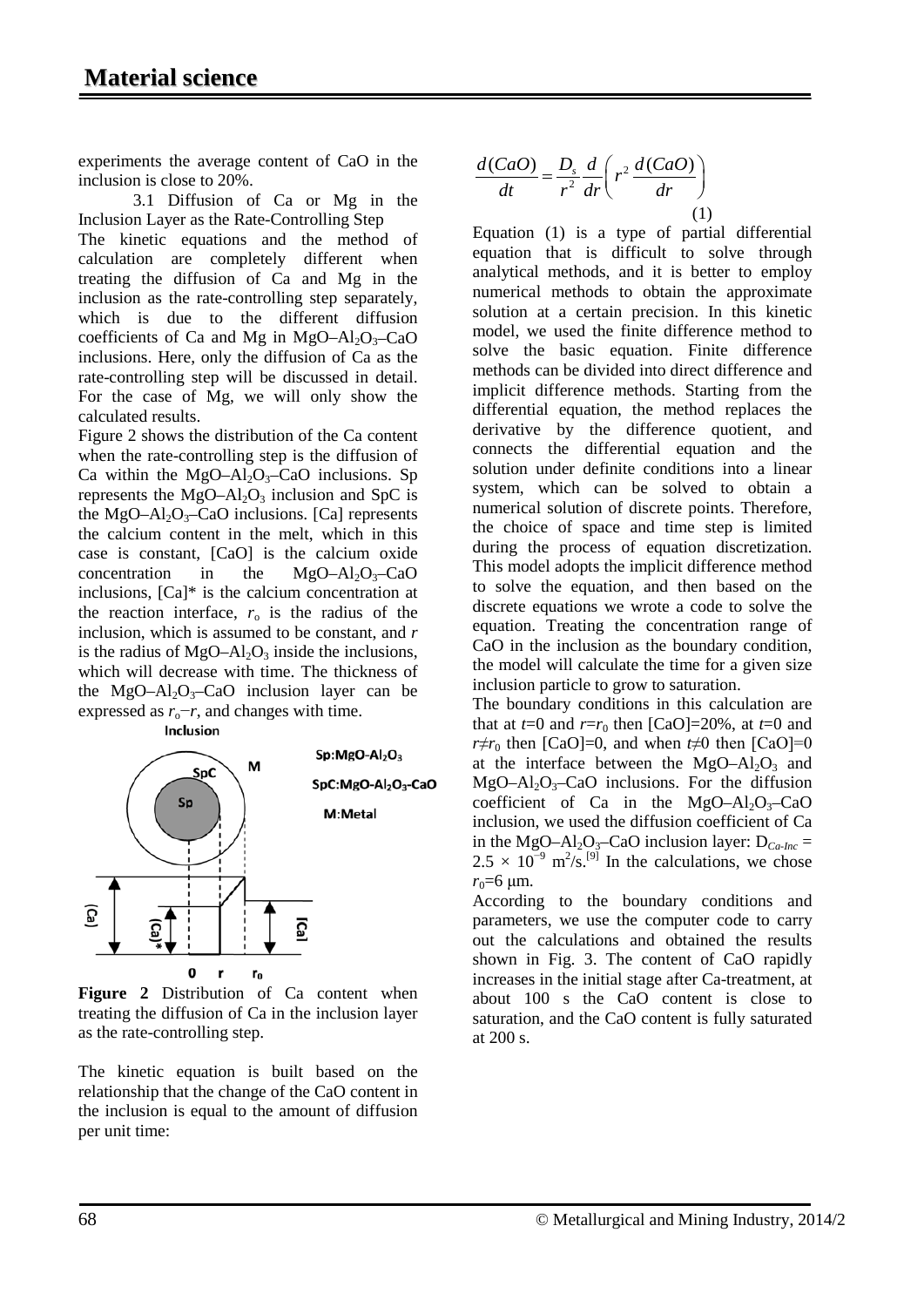experiments the average content of CaO in the inclusion is close to 20%.

### 3.1 Diffusion of Ca or Mg in the Inclusion Layer as the Rate-Controlling Step

The kinetic equations and the method of calculation are completely different when treating the diffusion of Ca and Mg in the inclusion as the rate-controlling step separately, which is due to the different diffusion coefficients of Ca and Mg in $MgO–Al_2O_3–CaO$ inclusions. Here, only the diffusion of Ca as the rate-controlling step will be discussed in detail. For the case of Mg, we will only show the calculated results.

Figure 2 shows the distribution of the Ca content when the rate-controlling step is the diffusion of Ca within the $MgO–Al_2O_3–CaO$ inclusions. Sp represents the $MgO–Al_2O_3$ inclusion and SpC is the $MgO–Al_2O_3–CaO$ inclusions. [Ca] represents the calcium content in the melt, which in this case is constant, [CaO] is the calcium oxide concentration in the $MgO–Al_2O_3–CaO$ inclusions, [Ca]* is the calcium concentration at the reaction interface, $r_o$ is the radius of the inclusion, which is assumed to be constant, and $r$ is the radius of $MgO–Al_2O_3$ inside the inclusions, which will decrease with time. The thickness of the $MgO–Al_2O_3–CaO$ inclusion layer can be expressed as $r_o–r$, and changes with time.

**Figure 2** Distribution of Ca content when treating the diffusion of Ca in the inclusion layer as the rate-controlling step.

The kinetic equation is built based on the relationship that the change of the CaO content in the inclusion is equal to the amount of diffusion per unit time:

$$\frac{d(CaO)}{dt} = \frac{D_s}{r^2}\frac{d}{dr}\left(r^2\frac{d(CaO)}{dr}\right) \quad (1)$$

Equation (1) is a type of partial differential equation that is difficult to solve through analytical methods, and it is better to employ numerical methods to obtain the approximate solution at a certain precision. In this kinetic model, we used the finite difference method to solve the basic equation. Finite difference methods can be divided into direct difference and implicit difference methods. Starting from the differential equation, the method replaces the derivative by the difference quotient, and connects the differential equation and the solution under definite conditions into a linear system, which can be solved to obtain a numerical solution of discrete points. Therefore, the choice of space and time step is limited during the process of equation discretization. This model adopts the implicit difference method to solve the equation, and then based on the discrete equations we wrote a code to solve the equation. Treating the concentration range of CaO in the inclusion as the boundary condition, the model will calculate the time for a given size inclusion particle to grow to saturation.

The boundary conditions in this calculation are that at $t$=0 and $r$=$r_0$ then [CaO]=20%, at $t$=0 and $r$≠$r_0$ then [CaO]=0, and when $t$≠0 then [CaO]=0 at the interface between the $MgO–Al_2O_3$ and $MgO–Al_2O_3–CaO$ inclusions. For the diffusion coefficient of Ca in the $MgO–Al_2O_3–CaO$ inclusion, we used the diffusion coefficient of Ca in the $MgO–Al_2O_3–CaO$ inclusion layer: $D_{Ca\text{-}Inc} = 2.5 \times 10^{-9}$ m$^2$/s.[9] In the calculations, we chose $r_0$=6 μm.

According to the boundary conditions and parameters, we use the computer code to carry out the calculations and obtained the results shown in Fig. 3. The content of CaO rapidly increases in the initial stage after Ca-treatment, at about 100 s the CaO content is close to saturation, and the CaO content is fully saturated at 200 s.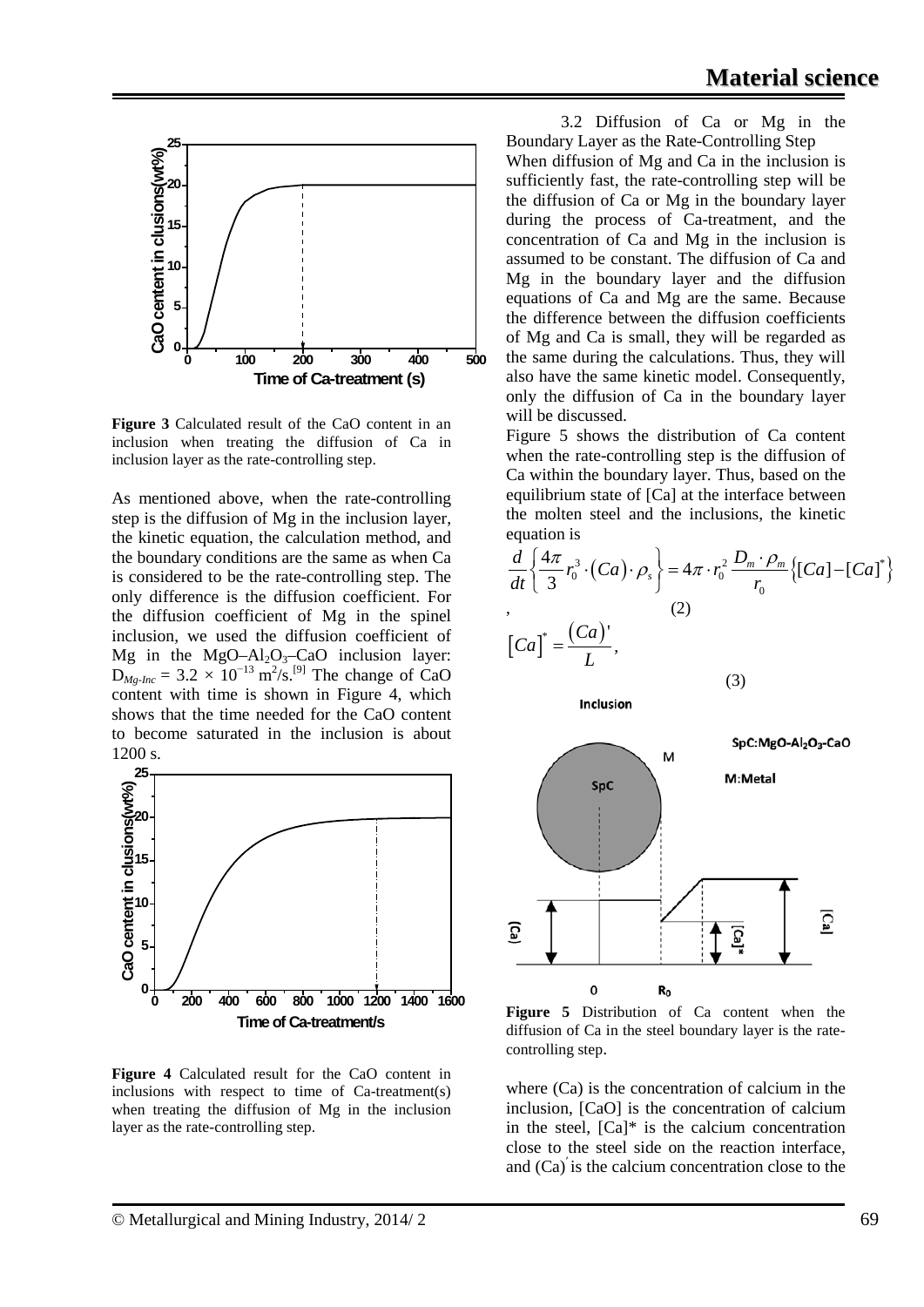Figure 3 Calculated result of the CaO content in an inclusion when treating the diffusion of Ca in inclusion layer as the rate-controlling step.

As mentioned above, when the rate-controlling step is the diffusion of Mg in the inclusion layer, the kinetic equation, the calculation method, and the boundary conditions are the same as when Ca is considered to be the rate-controlling step. The only difference is the diffusion coefficient. For the diffusion coefficient of Mg in the spinel inclusion, we used the diffusion coefficient of Mg in the $MgO–Al_2O_3–CaO$ inclusion layer: $D_{Mg-Inc} = 3.2 \times 10^{-13}$ m$^2$/s.[9] The change of CaO content with time is shown in Figure 4, which shows that the time needed for the CaO content to become saturated in the inclusion is about 1200 s.

Figure 4 Calculated result for the CaO content in inclusions with respect to time of Ca-treatment(s) when treating the diffusion of Mg in the inclusion layer as the rate-controlling step.

3.2 Diffusion of Ca or Mg in the Boundary Layer as the Rate-Controlling Step

When diffusion of Mg and Ca in the inclusion is sufficiently fast, the rate-controlling step will be the diffusion of Ca or Mg in the boundary layer during the process of Ca-treatment, and the concentration of Ca and Mg in the inclusion is assumed to be constant. The diffusion of Ca and Mg in the boundary layer and the diffusion equations of Ca and Mg are the same. Because the difference between the diffusion coefficients of Mg and Ca is small, they will be regarded as the same during the calculations. Thus, they will also have the same kinetic model. Consequently, only the diffusion of Ca in the boundary layer will be discussed.

Figure 5 shows the distribution of Ca content when the rate-controlling step is the diffusion of Ca within the boundary layer. Thus, based on the equilibrium state of [Ca] at the interface between the molten steel and the inclusions, the kinetic equation is

$$\frac{d}{dt}\left\{\frac{4\pi}{3}r_0^3\cdot(Ca)\cdot\rho_s\right\}=4\pi\cdot r_0^2\,\frac{D_m\cdot\rho_m}{r_0}\left\{[Ca]-[Ca]^*\right\}, \quad (2)$$

$$[Ca]^*=\frac{(Ca)'}{L}, \quad (3)$$

Figure 5 Distribution of Ca content when the diffusion of Ca in the steel boundary layer is the rate-controlling step.

where (Ca) is the concentration of calcium in the inclusion, [CaO] is the concentration of calcium in the steel, [Ca]* is the calcium concentration close to the steel side on the reaction interface, and $(Ca)'$ is the calcium concentration close to the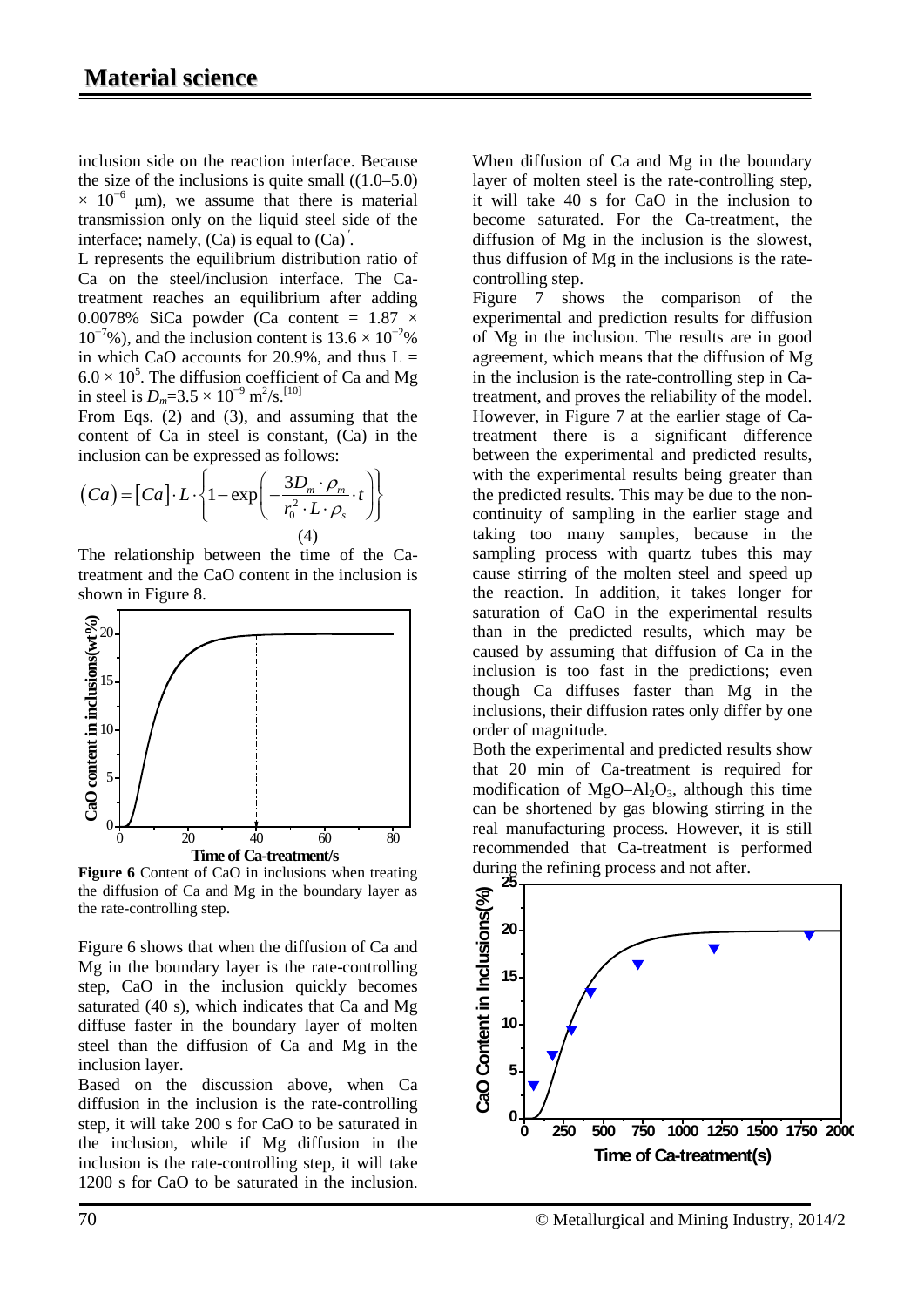inclusion side on the reaction interface. Because the size of the inclusions is quite small ((1.0–5.0) $\times 10^{-6}$ μm), we assume that there is material transmission only on the liquid steel side of the interface; namely, (Ca) is equal to $(Ca)'$.

L represents the equilibrium distribution ratio of Ca on the steel/inclusion interface. The Ca-treatment reaches an equilibrium after adding 0.0078% SiCa powder (Ca content = $1.87 \times 10^{-7}$%), and the inclusion content is $13.6 \times 10^{-2}$% in which CaO accounts for 20.9%, and thus $L = 6.0 \times 10^5$. The diffusion coefficient of Ca and Mg in steel is $D_m = 3.5 \times 10^{-9}$ m$^2$/s.[10]

From Eqs. (2) and (3), and assuming that the content of Ca in steel is constant, (Ca) in the inclusion can be expressed as follows:

$$(Ca) = [Ca] \cdot L \cdot \left\{ 1 - \exp\left( -\frac{3D_m \cdot \rho_m}{r_0^2 \cdot L \cdot \rho_s} \cdot t \right) \right\} \quad (4)$$

The relationship between the time of the Ca-treatment and the CaO content in the inclusion is shown in Figure 8.

**Figure 6** Content of CaO in inclusions when treating the diffusion of Ca and Mg in the boundary layer as the rate-controlling step.

Figure 6 shows that when the diffusion of Ca and Mg in the boundary layer is the rate-controlling step, CaO in the inclusion quickly becomes saturated (40 s), which indicates that Ca and Mg diffuse faster in the boundary layer of molten steel than the diffusion of Ca and Mg in the inclusion layer.

Based on the discussion above, when Ca diffusion in the inclusion is the rate-controlling step, it will take 200 s for CaO to be saturated in the inclusion, while if Mg diffusion in the inclusion is the rate-controlling step, it will take 1200 s for CaO to be saturated in the inclusion. When diffusion of Ca and Mg in the boundary layer of molten steel is the rate-controlling step, it will take 40 s for CaO in the inclusion to become saturated. For the Ca-treatment, the diffusion of Mg in the inclusion is the slowest, thus diffusion of Mg in the inclusions is the rate-controlling step.

Figure 7 shows the comparison of the experimental and prediction results for diffusion of Mg in the inclusion. The results are in good agreement, which means that the diffusion of Mg in the inclusion is the rate-controlling step in Ca-treatment, and proves the reliability of the model. However, in Figure 7 at the earlier stage of Ca-treatment there is a significant difference between the experimental and predicted results, with the experimental results being greater than the predicted results. This may be due to the non-continuity of sampling in the earlier stage and taking too many samples, because in the sampling process with quartz tubes this may cause stirring of the molten steel and speed up the reaction. In addition, it takes longer for saturation of CaO in the experimental results than in the predicted results, which may be caused by assuming that diffusion of Ca in the inclusion is too fast in the predictions; even though Ca diffuses faster than Mg in the inclusions, their diffusion rates only differ by one order of magnitude.

Both the experimental and predicted results show that 20 min of Ca-treatment is required for modification of $MgO–Al_2O_3$, although this time can be shortened by gas blowing stirring in the real manufacturing process. However, it is still recommended that Ca-treatment is performed during the refining process and not after.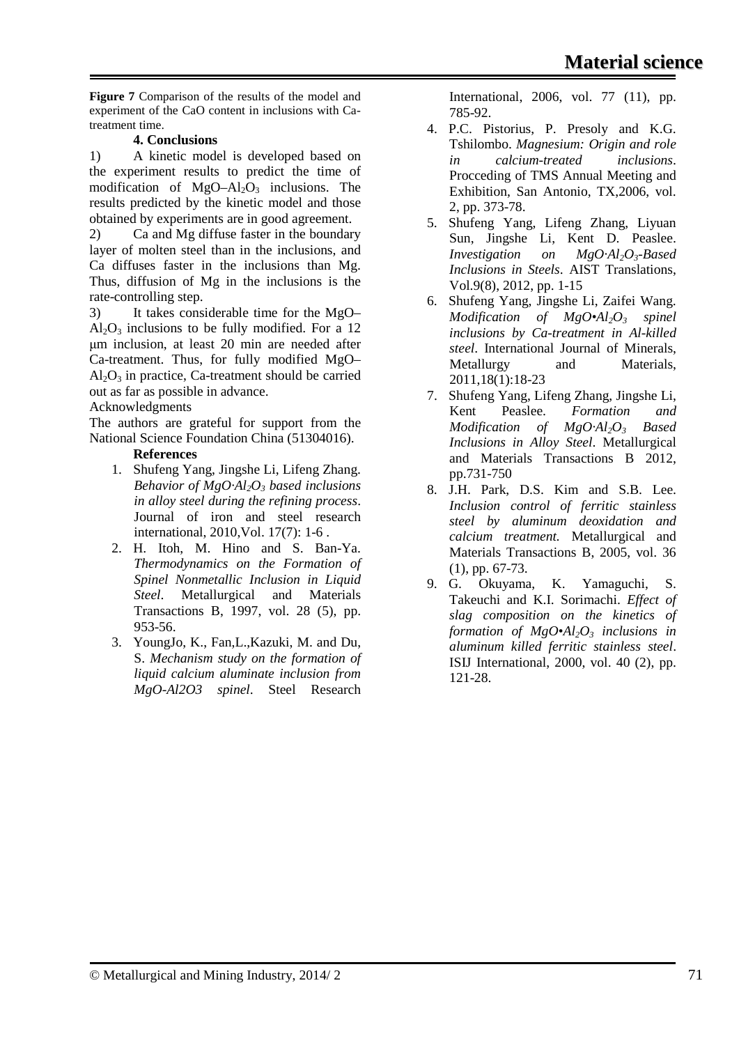**Figure 7** Comparison of the results of the model and experiment of the CaO content in inclusions with Ca-treatment time.

## 4. Conclusions

1) A kinetic model is developed based on the experiment results to predict the time of modification of $MgO–Al_2O_3$ inclusions. The results predicted by the kinetic model and those obtained by experiments are in good agreement.

2) Ca and Mg diffuse faster in the boundary layer of molten steel than in the inclusions, and Ca diffuses faster in the inclusions than Mg. Thus, diffusion of Mg in the inclusions is the rate-controlling step.

3) It takes considerable time for the $MgO–Al_2O_3$ inclusions to be fully modified. For a 12 μm inclusion, at least 20 min are needed after Ca-treatment. Thus, for fully modified $MgO–Al_2O_3$ in practice, Ca-treatment should be carried out as far as possible in advance.

Acknowledgments

The authors are grateful for support from the National Science Foundation China (51304016).

## References

1. Shufeng Yang, Jingshe Li, Lifeng Zhang. *Behavior of $MgO{\cdot}Al_2O_3$ based inclusions in alloy steel during the refining process*. Journal of iron and steel research international, 2010,Vol. 17(7): 1-6 .
2. H. Itoh, M. Hino and S. Ban-Ya. *Thermodynamics on the Formation of Spinel Nonmetallic Inclusion in Liquid Steel*. Metallurgical and Materials Transactions B, 1997, vol. 28 (5), pp. 953-56.
3. YoungJo, K., Fan,L.,Kazuki, M. and Du, S. *Mechanism study on the formation of liquid calcium aluminate inclusion from MgO-Al2O3 spinel*. Steel Research International, 2006, vol. 77 (11), pp. 785-92.
4. P.C. Pistorius, P. Presoly and K.G. Tshilombo. *Magnesium: Origin and role in calcium-treated inclusions*. Procceding of TMS Annual Meeting and Exhibition, San Antonio, TX,2006, vol. 2, pp. 373-78.
5. Shufeng Yang, Lifeng Zhang, Liyuan Sun, Jingshe Li, Kent D. Peaslee. *Investigation on $MgO{\cdot}Al_2O_3$-Based Inclusions in Steels*. AIST Translations, Vol.9(8), 2012, pp. 1-15
6. Shufeng Yang, Jingshe Li, Zaifei Wang. *Modification of $MgO{\bullet}Al_2O_3$ spinel inclusions by Ca-treatment in Al-killed steel*. International Journal of Minerals, Metallurgy and Materials, 2011,18(1):18-23
7. Shufeng Yang, Lifeng Zhang, Jingshe Li, Kent Peaslee. *Formation and Modification of $MgO{\cdot}Al_2O_3$ Based Inclusions in Alloy Steel*. Metallurgical and Materials Transactions B 2012, pp.731-750
8. J.H. Park, D.S. Kim and S.B. Lee. *Inclusion control of ferritic stainless steel by aluminum deoxidation and calcium treatment.* Metallurgical and Materials Transactions B, 2005, vol. 36 (1), pp. 67-73.
9. G. Okuyama, K. Yamaguchi, S. Takeuchi and K.I. Sorimachi. *Effect of slag composition on the kinetics of formation of $MgO{\bullet}Al_2O_3$ inclusions in aluminum killed ferritic stainless steel*. ISIJ International, 2000, vol. 40 (2), pp. 121-28.